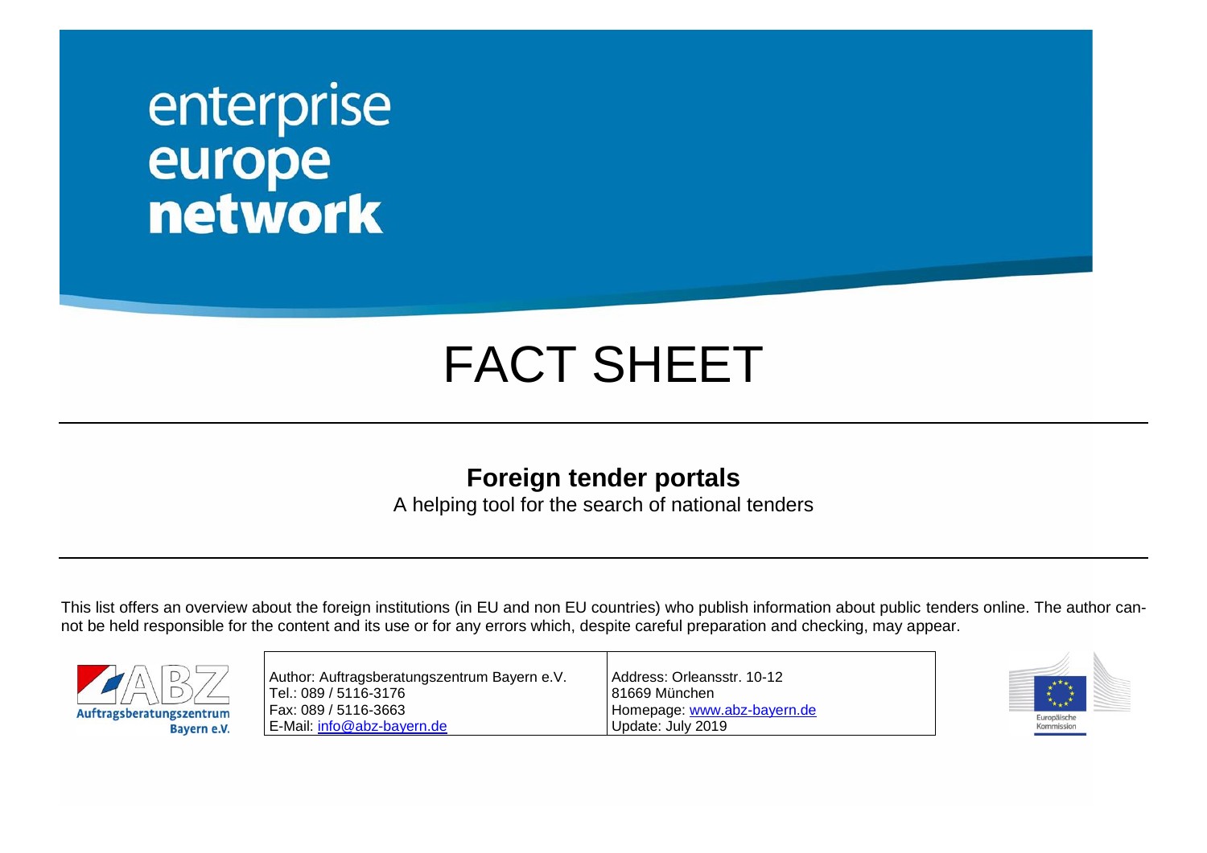enterprise
europe
**network**

# FACT SHEET

## Foreign tender portals

A helping tool for the search of national tenders

This list offers an overview about the foreign institutions (in EU and non EU countries) who publish information about public tenders online. The author cannot be held responsible for the content and its use or for any errors which, despite careful preparation and checking, may appear.

Auftragsberatungszentrum Bayern e.V.

| | |
|---|---|
| Author: Auftragsberatungszentrum Bayern e.V.<br>Tel.: 089 / 5116-3176<br>Fax: 089 / 5116-3663<br>E-Mail: info@abz-bayern.de | Address: Orleansstr. 10-12<br>81669 München<br>Homepage: www.abz-bayern.de<br>Update: July 2019 |

Europäische Kommission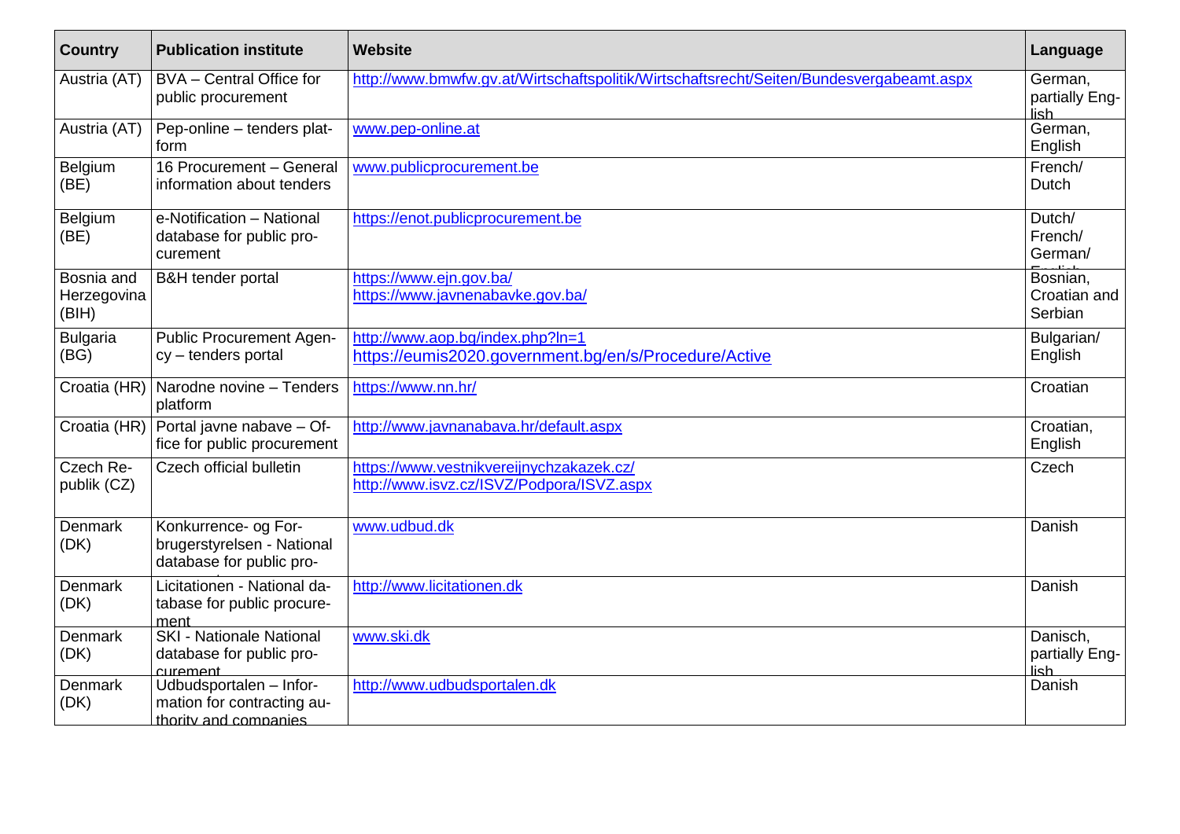| Country | Publication institute | Website | Language |
|---|---|---|---|
| Austria (AT) | BVA – Central Office for public procurement | http://www.bmwfw.gv.at/Wirtschaftspolitik/Wirtschaftsrecht/Seiten/Bundesvergabeamt.aspx | German, partially English |
| Austria (AT) | Pep-online – tenders platform | www.pep-online.at | German, English |
| Belgium (BE) | 16 Procurement – General information about tenders | www.publicprocurement.be | French/ Dutch |
| Belgium (BE) | e-Notification – National database for public procurement | https://enot.publicprocurement.be | Dutch/ French/ German/ English |
| Bosnia and Herzegovina (BIH) | B&H tender portal | https://www.ejn.gov.ba/<br>https://www.javnenabavke.gov.ba/ | Bosnian, Croatian and Serbian |
| Bulgaria (BG) | Public Procurement Agency – tenders portal | http://www.aop.bg/index.php?ln=1<br>https://eumis2020.government.bg/en/s/Procedure/Active | Bulgarian/ English |
| Croatia (HR) | Narodne novine – Tenders platform | https://www.nn.hr/ | Croatian |
| Croatia (HR) | Portal javne nabave – Office for public procurement | http://www.javnanabava.hr/default.aspx | Croatian, English |
| Czech Republik (CZ) | Czech official bulletin | https://www.vestnikvereijnychzakazek.cz/<br>http://www.isvz.cz/ISVZ/Podpora/ISVZ.aspx | Czech |
| Denmark (DK) | Konkurrence- og Forbrugerstyrelsen - National database for public procurement | www.udbud.dk | Danish |
| Denmark (DK) | Licitationen - National database for public procurement | http://www.licitationen.dk | Danish |
| Denmark (DK) | SKI - Nationale National database for public procurement | www.ski.dk | Danisch, partially English |
| Denmark (DK) | Udbudsportalen – Information for contracting authority and companies | http://www.udbudsportalen.dk | Danish |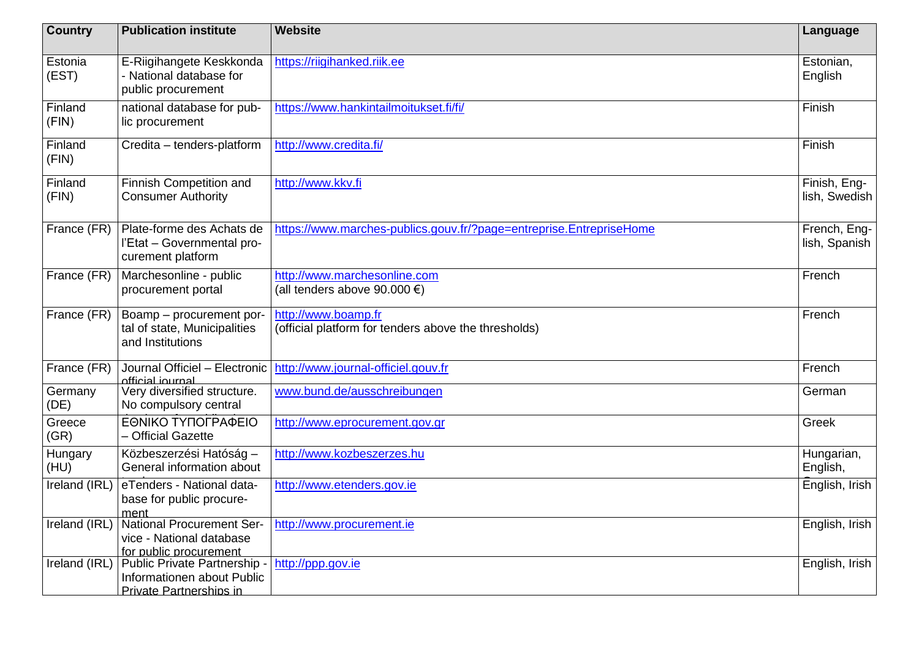| Country | Publication institute | Website | Language |
|---|---|---|---|
| Estonia (EST) | E-Riigihangete Keskkonda - National database for public procurement | https://riigihanked.riik.ee | Estonian, English |
| Finland (FIN) | national database for public procurement | https://www.hankintailmoitukset.fi/fi/ | Finish |
| Finland (FIN) | Credita – tenders-platform | http://www.credita.fi/ | Finish |
| Finland (FIN) | Finnish Competition and Consumer Authority | http://www.kkv.fi | Finish, English, Swedish |
| France (FR) | Plate-forme des Achats de l'Etat – Governmental procurement platform | https://www.marches-publics.gouv.fr/?page=entreprise.EntrepriseHome | French, English, Spanish |
| France (FR) | Marchesonline - public procurement portal | http://www.marchesonline.com (all tenders above 90.000 €) | French |
| France (FR) | Boamp – procurement portal of state, Municipalities and Institutions | http://www.boamp.fr (official platform for tenders above the thresholds) | French |
| France (FR) | Journal Officiel – Electronic official journal | http://www.journal-officiel.gouv.fr | French |
| Germany (DE) | Very diversified structure. No compulsory central | www.bund.de/ausschreibungen | German |
| Greece (GR) | ΕΘΝΙΚΟ ΤΥΠΟΓΡΑΦΕΙΟ – Official Gazette | http://www.eprocurement.gov.gr | Greek |
| Hungary (HU) | Közbeszerzési Hatóság – General information about | http://www.kozbeszerzes.hu | Hungarian, English, |
| Ireland (IRL) | eTenders - National database for public procurement | http://www.etenders.gov.ie | English, Irish |
| Ireland (IRL) | National Procurement Service - National database for public procurement | http://www.procurement.ie | English, Irish |
| Ireland (IRL) | Public Private Partnership - Informationen about Public Private Partnerships in | http://ppp.gov.ie | English, Irish |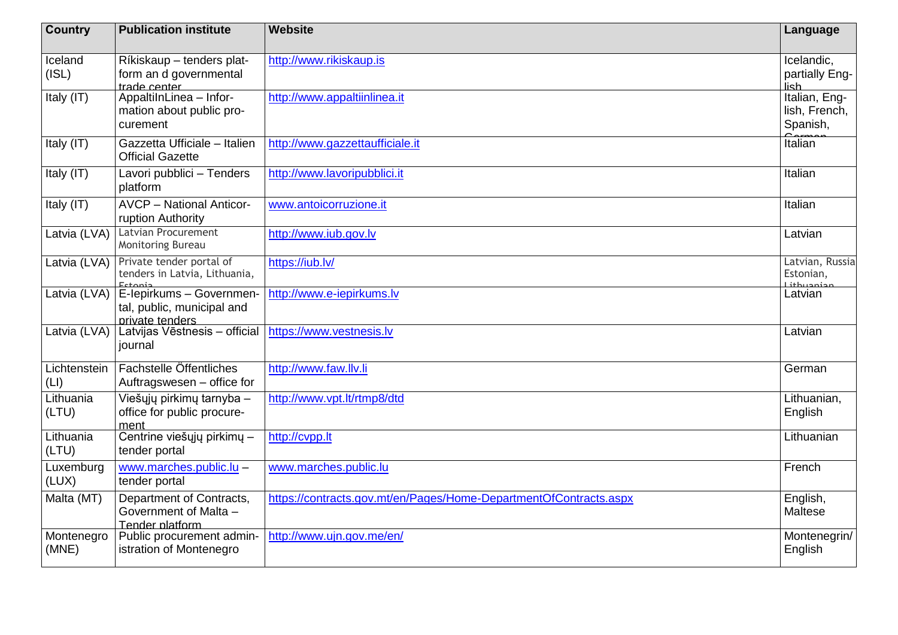| Country | Publication institute | Website | Language |
|---|---|---|---|
| Iceland (ISL) | Ríkiskaup – tenders platform an d governmental trade center | http://www.rikiskaup.is | Icelandic, partially English |
| Italy (IT) | AppaltiInLinea – Information about public procurement | http://www.appaltiinlinea.it | Italian, English, French, Spanish, German |
| Italy (IT) | Gazzetta Ufficiale – Italien Official Gazette | http://www.gazzettaufficiale.it | Italian |
| Italy (IT) | Lavori pubblici – Tenders platform | http://www.lavoripubblici.it | Italian |
| Italy (IT) | AVCP – National Anticorruption Authority | www.antoicorruzione.it | Italian |
| Latvia (LVA) | Latvian Procurement Monitoring Bureau | http://www.iub.gov.lv | Latvian |
| Latvia (LVA) | Private tender portal of tenders in Latvia, Lithuania, Estonia | https://iub.lv/ | Latvian, Russia Estonian, Lithuanian |
| Latvia (LVA) | E-Iepirkums – Governmental, public, municipal and private tenders | http://www.e-iepirkums.lv | Latvian |
| Latvia (LVA) | Latvijas Vēstnesis – official journal | https://www.vestnesis.lv | Latvian |
| Lichtenstein (LI) | Fachstelle Öffentliches Auftragswesen – office for | http://www.faw.llv.li | German |
| Lithuania (LTU) | Viešųjų pirkimų tarnyba – office for public procurement | http://www.vpt.lt/rtmp8/dtd | Lithuanian, English |
| Lithuania (LTU) | Centrine viešųjų pirkimų – tender portal | http://cvpp.lt | Lithuanian |
| Luxemburg (LUX) | www.marches.public.lu – tender portal | www.marches.public.lu | French |
| Malta (MT) | Department of Contracts, Government of Malta – Tender platform | https://contracts.gov.mt/en/Pages/Home-DepartmentOfContracts.aspx | English, Maltese |
| Montenegro (MNE) | Public procurement administration of Montenegro | http://www.ujn.gov.me/en/ | Montenegrin/ English |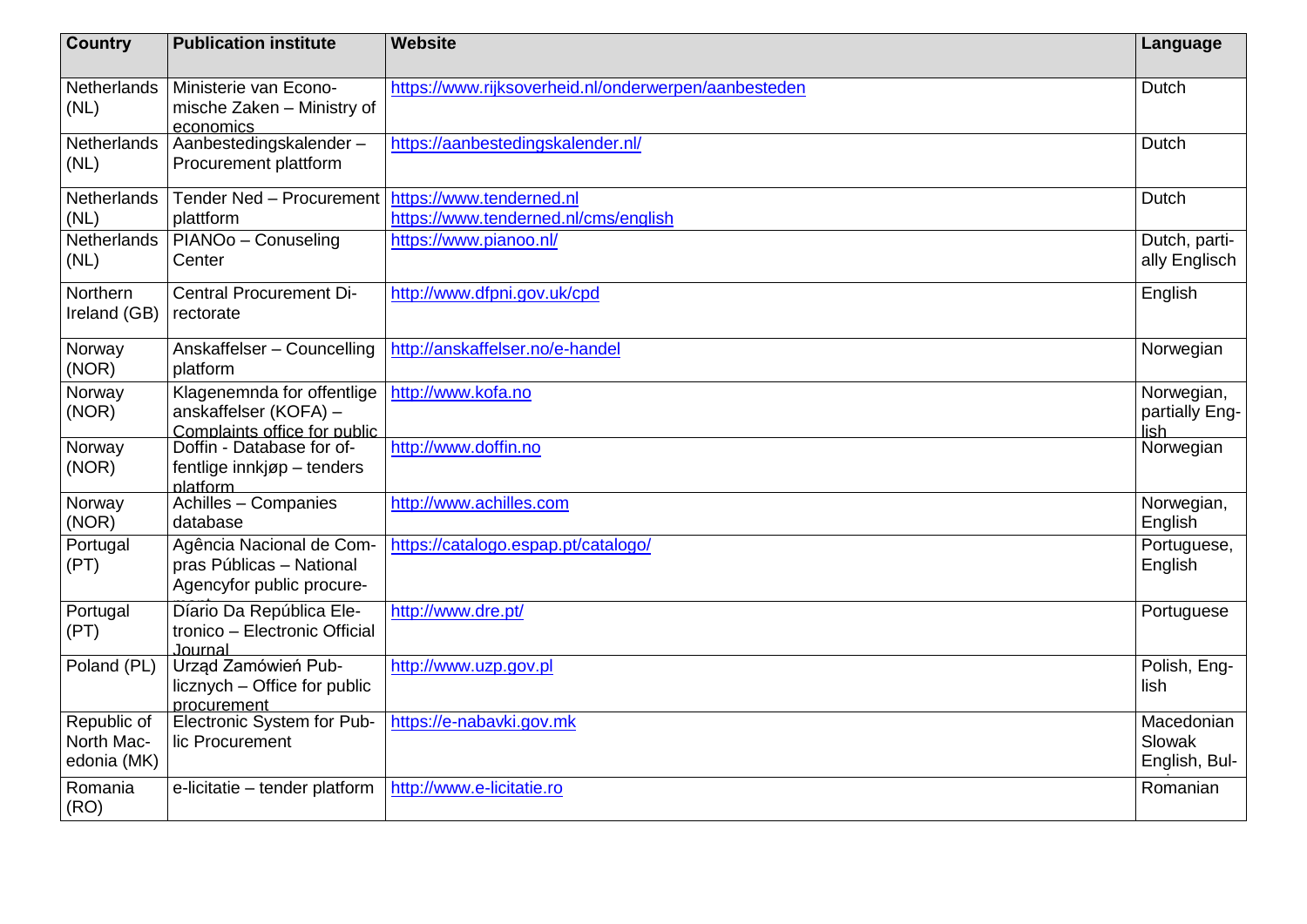| Country | Publication institute | Website | Language |
|---|---|---|---|
| Netherlands (NL) | Ministerie van Economische Zaken – Ministry of economics | https://www.rijksoverheid.nl/onderwerpen/aanbesteden | Dutch |
| Netherlands (NL) | Aanbestedingskalender – Procurement plattform | https://aanbestedingskalender.nl/ | Dutch |
| Netherlands (NL) | Tender Ned – Procurement plattform | https://www.tenderned.nl https://www.tenderned.nl/cms/english | Dutch |
| Netherlands (NL) | PIANOo – Conuseling Center | https://www.pianoo.nl/ | Dutch, partially Englisch |
| Northern Ireland (GB) | Central Procurement Directorate | http://www.dfpni.gov.uk/cpd | English |
| Norway (NOR) | Anskaffelser – Councelling platform | http://anskaffelser.no/e-handel | Norwegian |
| Norway (NOR) | Klagenemnda for offentlige anskaffelser (KOFA) – Complaints office for public | http://www.kofa.no | Norwegian, partially English |
| Norway (NOR) | Doffin - Database for offentlige innkjøp – tenders platform | http://www.doffin.no | Norwegian |
| Norway (NOR) | Achilles – Companies database | http://www.achilles.com | Norwegian, English |
| Portugal (PT) | Agência Nacional de Compras Públicas – National Agencyfor public procurement | https://catalogo.espap.pt/catalogo/ | Portuguese, English |
| Portugal (PT) | Díario Da República Eletronico – Electronic Official Journal | http://www.dre.pt/ | Portuguese |
| Poland (PL) | Urząd Zamówień Publicznych – Office for public procurement | http://www.uzp.gov.pl | Polish, English |
| Republic of North Macedonia (MK) | Electronic System for Public Procurement | https://e-nabavki.gov.mk | Macedonian Slowak English, Bul- |
| Romania (RO) | e-licitatie – tender platform | http://www.e-licitatie.ro | Romanian |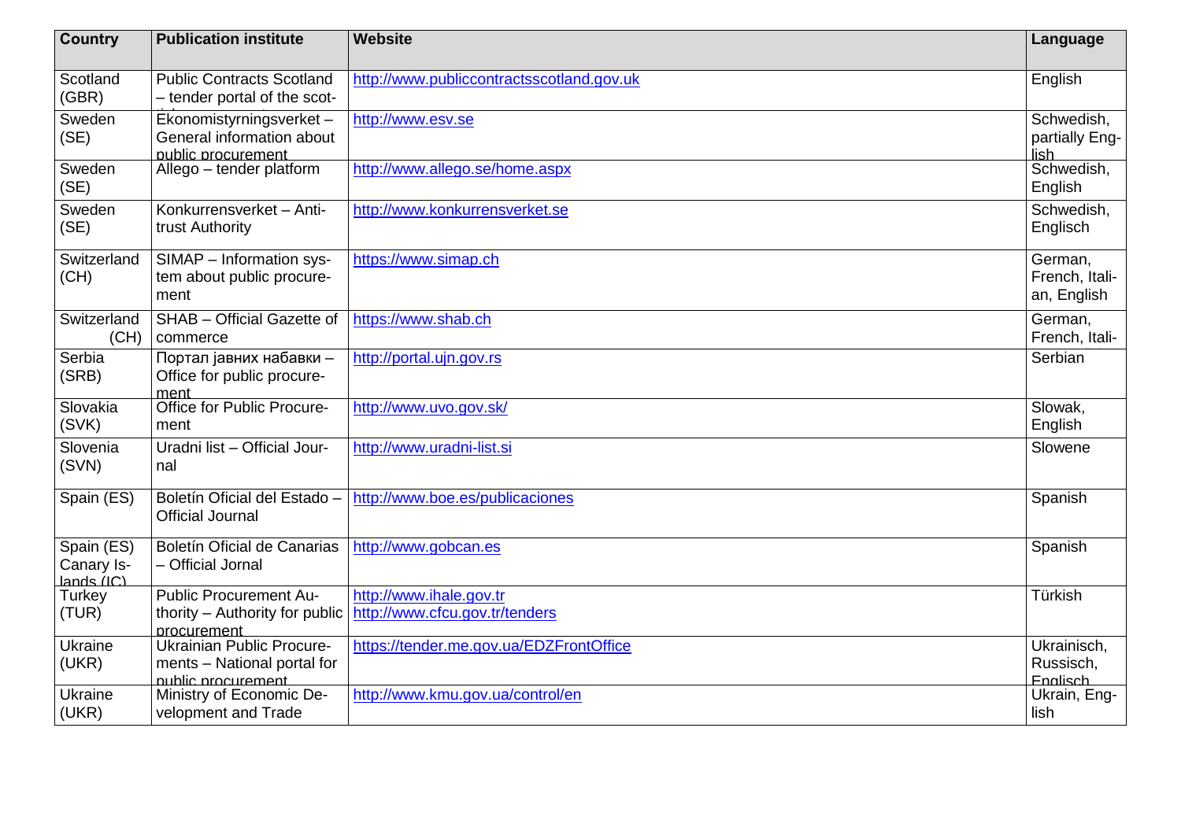| Country | Publication institute | Website | Language |
|---|---|---|---|
| Scotland (GBR) | Public Contracts Scotland – tender portal of the scot-tish | http://www.publiccontractsscotland.gov.uk | English |
| Sweden (SE) | Ekonomistyrningsverket – General information about public procurement | http://www.esv.se | Schwedish, partially Eng-lish |
| Sweden (SE) | Allego – tender platform | http://www.allego.se/home.aspx | Schwedish, English |
| Sweden (SE) | Konkurrensverket – Anti-trust Authority | http://www.konkurrensverket.se | Schwedish, Englisch |
| Switzerland (CH) | SIMAP – Information sys-tem about public procure-ment | https://www.simap.ch | German, French, Itali-an, English |
| Switzerland (CH) | SHAB – Official Gazette of commerce | https://www.shab.ch | German, French, Itali- |
| Serbia (SRB) | Портал јавних набавки – Office for public procure-ment | http://portal.ujn.gov.rs | Serbian |
| Slovakia (SVK) | Office for Public Procure-ment | http://www.uvo.gov.sk/ | Slowak, English |
| Slovenia (SVN) | Uradni list – Official Jour-nal | http://www.uradni-list.si | Slowene |
| Spain (ES) | Boletín Oficial del Estado – Official Journal | http://www.boe.es/publicaciones | Spanish |
| Spain (ES) Canary Is-lands (IC) | Boletín Oficial de Canarias – Official Jornal | http://www.gobcan.es | Spanish |
| Turkey (TUR) | Public Procurement Au-thority – Authority for public procurement | http://www.ihale.gov.tr http://www.cfcu.gov.tr/tenders | Türkish |
| Ukraine (UKR) | Ukrainian Public Procure-ments – National portal for public procurement | https://tender.me.gov.ua/EDZFrontOffice | Ukrainisch, Russisch, Englisch |
| Ukraine (UKR) | Ministry of Economic De-velopment and Trade | http://www.kmu.gov.ua/control/en | Ukrain, Eng-lish |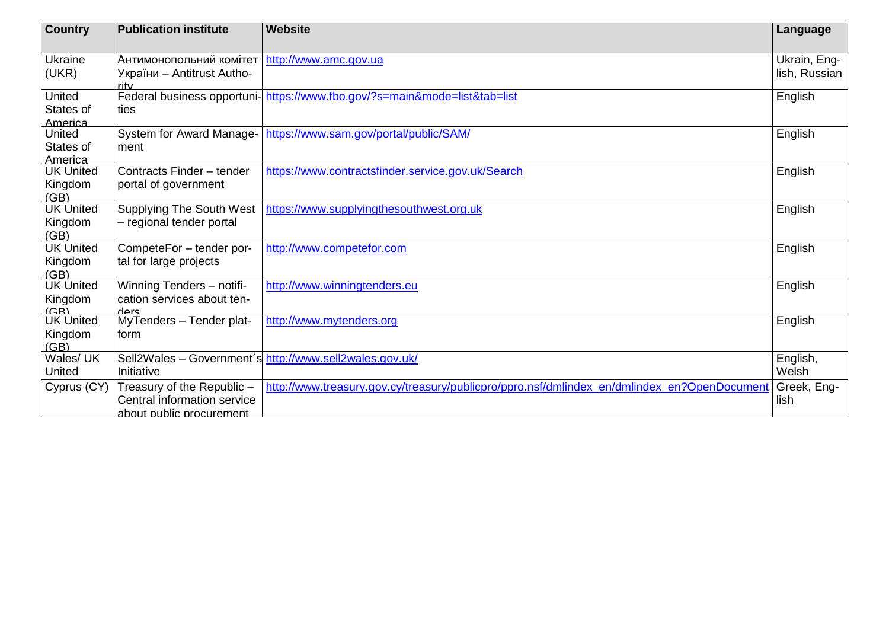| Country | Publication institute | Website | Language |
|---|---|---|---|
| Ukraine (UKR) | Антимонопольний комітет України – Antitrust Authority | http://www.amc.gov.ua | Ukrain, English, Russian |
| United States of America | Federal business opportunities | https://www.fbo.gov/?s=main&mode=list&tab=list | English |
| United States of America | System for Award Management | https://www.sam.gov/portal/public/SAM/ | English |
| UK United Kingdom (GB) | Contracts Finder – tender portal of government | https://www.contractsfinder.service.gov.uk/Search | English |
| UK United Kingdom (GB) | Supplying The South West – regional tender portal | https://www.supplyingthesouthwest.org.uk | English |
| UK United Kingdom (GB) | CompeteFor – tender portal for large projects | http://www.competefor.com | English |
| UK United Kingdom (GB) | Winning Tenders – notification services about tenders | http://www.winningtenders.eu | English |
| UK United Kingdom (GB) | MyTenders – Tender platform | http://www.mytenders.org | English |
| Wales/ UK United | Sell2Wales – Government´s Initiative | http://www.sell2wales.gov.uk/ | English, Welsh |
| Cyprus (CY) | Treasury of the Republic – Central information service about public procurement | http://www.treasury.gov.cy/treasury/publicpro/ppro.nsf/dmlindex_en/dmlindex_en?OpenDocument | Greek, English |